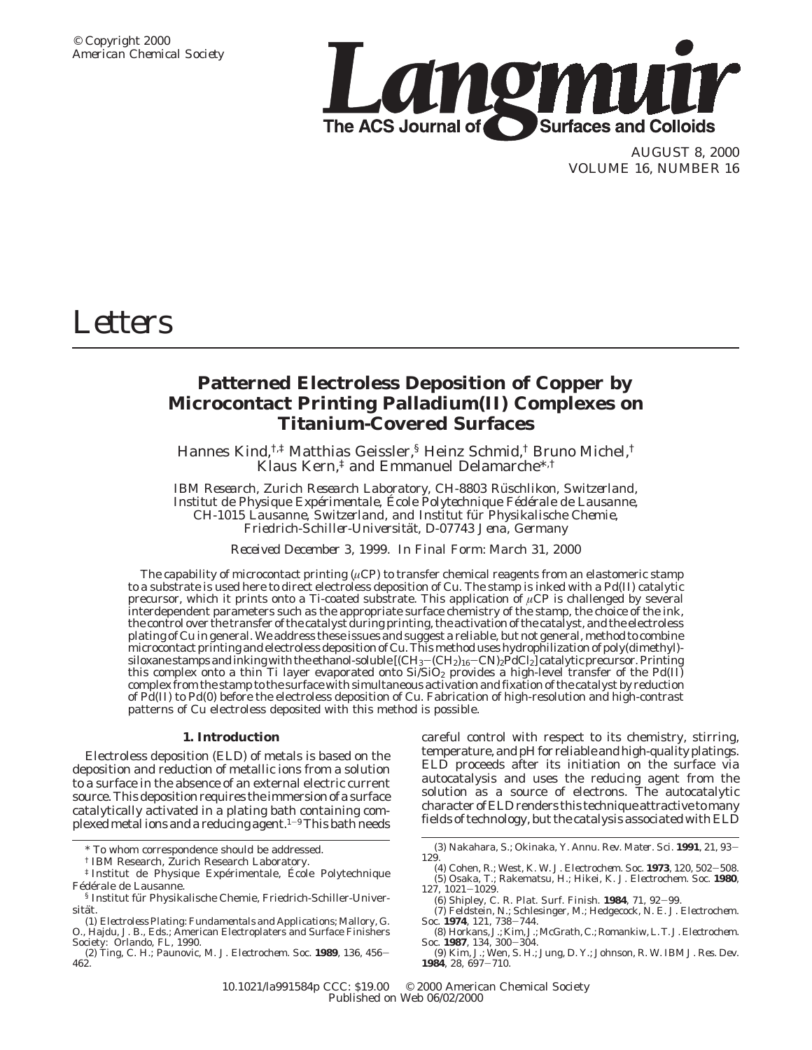# Letters

## Patterned Electroless Deposition of Copper by Microcontact Printing Palladium(II) Complexes on Titanium-Covered Surfaces

Hannes Kind,[†,‡] Matthias Geissler,[§] Heinz Schmid,[†] Bruno Michel,[†] Klaus Kern,[‡] and Emmanuel Delamarche*,[†]

*IBM Research, Zurich Research Laboratory, CH-8803 Rüschlikon, Switzerland, Institut de Physique Expérimentale, École Polytechnique Fédérale de Lausanne, CH-1015 Lausanne, Switzerland, and Institut für Physikalische Chemie, Friedrich-Schiller-Universität, D-07743 Jena, Germany*

*Received December 3, 1999. In Final Form: March 31, 2000*

The capability of microcontact printing (μCP) to transfer chemical reagents from an elastomeric stamp to a substrate is used here to direct electroless deposition of Cu. The stamp is inked with a Pd(II) catalytic precursor, which it prints onto a Ti-coated substrate. This application of μCP is challenged by several interdependent parameters such as the appropriate surface chemistry of the stamp, the choice of the ink, the control over the transfer of the catalyst during printing, the activation of the catalyst, and the electroless plating of Cu in general. We address these issues and suggest a reliable, but not general, method to combine microcontact printing and electroless deposition of Cu. This method uses hydrophilization of poly(dimethyl)-siloxane stamps and inking with the ethanol-soluble $[(CH_3-(CH_2)_{16}-CN)_2PdCl_2]$ catalytic precursor. Printing this complex onto a thin Ti layer evaporated onto $Si/SiO_2$ provides a high-level transfer of the Pd(II) complex from the stamp to the surface with simultaneous activation and fixation of the catalyst by reduction of Pd(II) to Pd(0) before the electroless deposition of Cu. Fabrication of high-resolution and high-contrast patterns of Cu electroless deposited with this method is possible.

### 1. Introduction

Electroless deposition (ELD) of metals is based on the deposition and reduction of metallic ions from a solution to a surface in the absence of an external electric current source. This deposition requires the immersion of a surface catalytically activated in a plating bath containing complexed metal ions and a reducing agent.[1-9] This bath needs careful control with respect to its chemistry, stirring, temperature, and pH for reliable and high-quality platings. ELD proceeds after its initiation on the surface via autocatalysis and uses the reducing agent from the solution as a source of electrons. The autocatalytic character of ELD renders this technique attractive to many fields of technology, but the catalysis associated with ELD

---

\* To whom correspondence should be addressed.

† IBM Research, Zurich Research Laboratory.

‡ Institut de Physique Expérimentale, École Polytechnique Fédérale de Lausanne.

§ Institut für Physikalische Chemie, Friedrich-Schiller-Universität.

(1) *Electroless Plating: Fundamentals and Applications*; Mallory, G. O., Hajdu, J. B., Eds.; American Electroplaters and Surface Finishers Society: Orlando, FL, 1990.

(2) Ting, C. H.; Paunovic, M. *J. Electrochem. Soc.* **1989**, *136*, 456–462.

(3) Nakahara, S.; Okinaka, Y. *Annu. Rev. Mater. Sci.* **1991**, *21*, 93–129.

(4) Cohen, R.; West, K. W. *J. Electrochem. Soc.* **1973**, *120*, 502–508.

(5) Osaka, T.; Rakematsu, H.; Hikei, K. *J. Electrochem. Soc.* **1980**, *127*, 1021–1029.

(6) Shipley, C. R. *Plat. Surf. Finish.* **1984**, *71*, 92–99.

(7) Feldstein, N.; Schlesinger, M.; Hedgecock, N. E. *J. Electrochem. Soc.* **1974**, *121*, 738–744.

(8) Horkans, J.; Kim, J.; McGrath, C.; Romankiw, L. T. *J. Electrochem. Soc.* **1987**, *134*, 300–304.

(9) Kim, J.; Wen, S. H.; Jung, D. Y.; Johnson, R. W. *IBM J. Res. Dev.* **1984**, *28*, 697–710.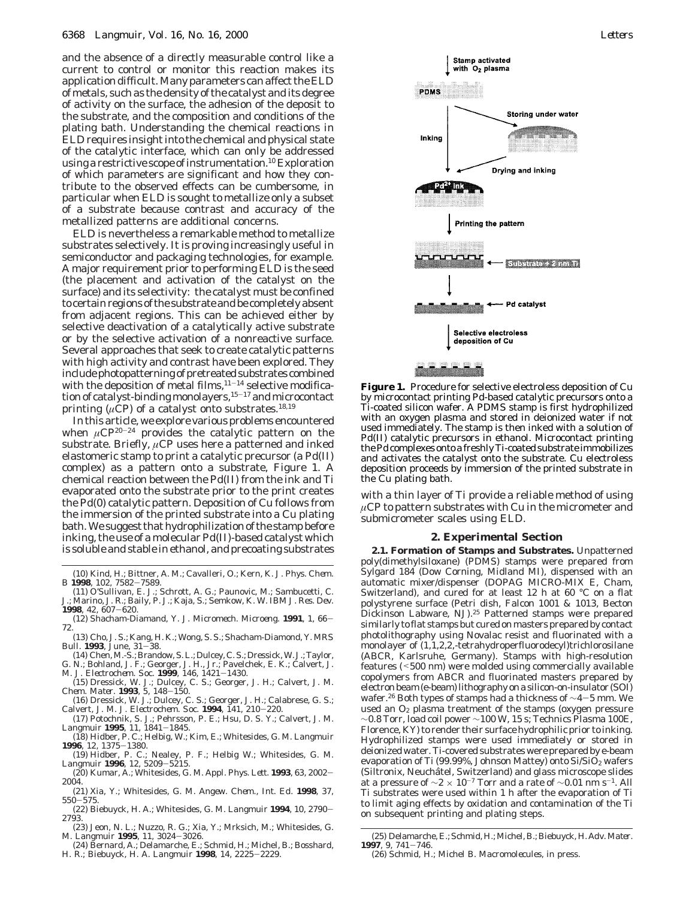and the absence of a directly measurable control like a current to control or monitor this reaction makes its application difficult. Many parameters can affect the ELD of metals, such as the density of the catalyst and its degree of activity on the surface, the adhesion of the deposit to the substrate, and the composition and conditions of the plating bath. Understanding the chemical reactions in ELD requires insight into the chemical and physical state of the catalytic interface, which can only be addressed using a restrictive scope of instrumentation.[10] Exploration of which parameters are significant and how they contribute to the observed effects can be cumbersome, in particular when ELD is sought to metallize only a subset of a substrate because contrast and accuracy of the metallized patterns are additional concerns.

ELD is nevertheless a remarkable method to metallize substrates selectively. It is proving increasingly useful in semiconductor and packaging technologies, for example. A major requirement prior to performing ELD is the seed (the placement and activation of the catalyst on the surface) and its selectivity: the catalyst must be confined to certain regions of the substrate and be completely absent from adjacent regions. This can be achieved either by selective deactivation of a catalytically active substrate or by the selective activation of a nonreactive surface. Several approaches that seek to create catalytic patterns with high activity and contrast have been explored. They include photopatterning of pretreated substrates combined with the deposition of metal films,[11-14] selective modification of catalyst-binding monolayers,[15-17] and microcontact printing ($\mu$CP) of a catalyst onto substrates.[18,19]

In this article, we explore various problems encountered when $\mu$CP[20-24] provides the catalytic pattern on the substrate. Briefly, $\mu$CP uses here a patterned and inked elastomeric stamp to print a catalytic precursor (a Pd(II) complex) as a pattern onto a substrate, Figure 1. A chemical reaction between the Pd(II) from the ink and Ti evaporated onto the substrate prior to the print creates the Pd(0) catalytic pattern. Deposition of Cu follows from the immersion of the printed substrate into a Cu plating bath. We suggest that hydrophilization of the stamp before inking, the use of a molecular Pd(II)-based catalyst which is soluble and stable in ethanol, and precoating substrates with a thin layer of Ti provide a reliable method of using $\mu$CP to pattern substrates with Cu in the micrometer and submicrometer scales using ELD.

**Figure 1.** Procedure for selective electroless deposition of Cu by microcontact printing Pd-based catalytic precursors onto a Ti-coated silicon wafer. A PDMS stamp is first hydrophilized with an oxygen plasma and stored in deionized water if not used immediately. The stamp is then inked with a solution of Pd(II) catalytic precursors in ethanol. Microcontact printing the Pd complexes onto a freshly Ti-coated substrate immobilizes and activates the catalyst onto the substrate. Cu electroless deposition proceeds by immersion of the printed substrate in the Cu plating bath.

## 2. Experimental Section

**2.1. Formation of Stamps and Substrates.** Unpatterned poly(dimethylsiloxane) (PDMS) stamps were prepared from Sylgard 184 (Dow Corning, Midland MI), dispensed with an automatic mixer/dispenser (DOPAG MICRO-MIX E, Cham, Switzerland), and cured for at least 12 h at 60 °C on a flat polystyrene surface (Petri dish, Falcon 1001 & 1013, Becton Dickinson Labware, NJ).[25] Patterned stamps were prepared similarly to flat stamps but cured on masters prepared by contact photolithography using Novalac resist and fluorinated with a monolayer of (1,1,2,2,-tetrahydroperfluorodecyl)trichlorosilane (ABCR, Karlsruhe, Germany). Stamps with high-resolution features (<500 nm) were molded using commercially available copolymers from ABCR and fluorinated masters prepared by electron beam (e-beam) lithography on a silicon-on-insulator (SOI) wafer.[26] Both types of stamps had a thickness of ~4-5 mm. We used an $O_2$ plasma treatment of the stamps (oxygen pressure ~0.8 Torr, load coil power ~100 W, 15 s; Technics Plasma 100E, Florence, KY) to render their surface hydrophilic prior to inking. Hydrophilized stamps were used immediately or stored in deionized water. Ti-covered substrates were prepared by e-beam evaporation of Ti (99.99%, Johnson Mattey) onto $Si/SiO_2$ wafers (Siltronix, Neuchâtel, Switzerland) and glass microscope slides at a pressure of $\sim 2 \times 10^{-7}$ Torr and a rate of $\sim 0.01$ nm $s^{-1}$. All Ti substrates were used within 1 h after the evaporation of Ti to limit aging effects by oxidation and contamination of the Ti on subsequent printing and plating steps.

(10) Kind, H.; Bittner, A. M.; Cavalleri, O.; Kern, K. *J. Phys. Chem. B* **1998**, 102, 7582-7589.
(11) O'Sullivan, E. J.; Schrott, A. G.; Paunovic, M.; Sambucetti, C. J.; Marino, J. R.; Baily, P. J.; Kaja, S.; Semkow, K. W. *IBM J. Res. Dev.* **1998**, 42, 607-620.
(12) Shacham-Diamand, Y. *J. Micromech. Microeng.* **1991**, 1, 66-72.
(13) Cho, J. S.; Kang, H. K.; Wong, S. S.; Shacham-Diamond, Y. *MRS Bull.* **1993**, June, 31-38.
(14) Chen, M.-S.; Brandow, S. L.; Dulcey, C. S.; Dressick, W. J.; Taylor, G. N.; Bohland, J. F.; Georger, J. H., Jr.; Pavelchek, E. K.; Calvert, J. M. *J. Electrochem. Soc.* **1999**, 146, 1421-1430.
(15) Dressick, W. J.; Dulcey, C. S.; Georger, J. H.; Calvert, J. M. *Chem. Mater.* **1993**, 5, 148-150.
(16) Dressick, W. J.; Dulcey, C. S.; Georger, J. H.; Calabrese, G. S.; Calvert, J. M. *J. Electrochem. Soc.* **1994**, 141, 210-220.
(17) Potochnik, S. J.; Pehrsson, P. E.; Hsu, D. S. Y.; Calvert, J. M. *Langmuir* **1995**, 11, 1841-1845.
(18) Hidber, P. C.; Helbig, W.; Kim, E.; Whitesides, G. M. *Langmuir* **1996**, 12, 1375-1380.
(19) Hidber, P. C.; Nealey, P. F.; Helbig W.; Whitesides, G. M. *Langmuir* **1996**, 12, 5209-5215.
(20) Kumar, A.; Whitesides, G. M. *Appl. Phys. Lett.* **1993**, 63, 2002-2004.
(21) Xia, Y.; Whitesides, G. M. *Angew. Chem., Int. Ed.* **1998**, 37, 550-575.
(22) Biebuyck, H. A.; Whitesides, G. M. *Langmuir* **1994**, 10, 2790-2793.
(23) Jeon, N. L.; Nuzzo, R. G.; Xia, Y.; Mrksich, M.; Whitesides, G. M. *Langmuir* **1995**, 11, 3024-3026.
(24) Bernard, A.; Delamarche, E.; Schmid, H.; Michel, B.; Bosshard, H. R.; Biebuyck, H. A. *Langmuir* **1998**, 14, 2225-2229.
(25) Delamarche, E.; Schmid, H.; Michel, B.; Biebuyck, H. *Adv. Mater.* **1997**, 9, 741-746.
(26) Schmid, H.; Michel B. *Macromolecules*, in press.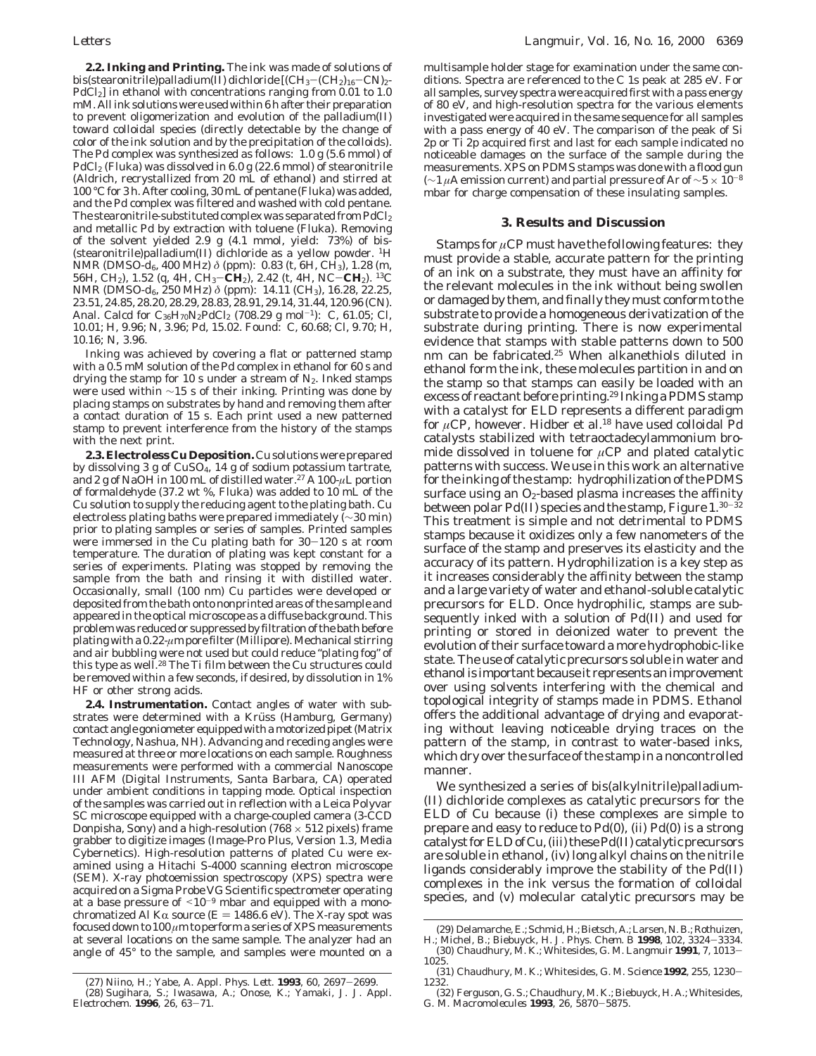**2.2. Inking and Printing.** The ink was made of solutions of bis(stearonitrile)palladium(II) dichloride $[(CH_3-(CH_2)_{16}-CN)_2-PdCl_2]$ in ethanol with concentrations ranging from 0.01 to 1.0 mM. All ink solutions were used within 6 h after their preparation to prevent oligomerization and evolution of the palladium(II) toward colloidal species (directly detectable by the change of color of the ink solution and by the precipitation of the colloids). The Pd complex was synthesized as follows: 1.0 g (5.6 mmol) of $PdCl_2$ (Fluka) was dissolved in 6.0 g (22.6 mmol) of stearonitrile (Aldrich, recrystallized from 20 mL of ethanol) and stirred at 100 °C for 3 h. After cooling, 30 mL of pentane (Fluka) was added, and the Pd complex was filtered and washed with cold pentane. The stearonitrile-substituted complex was separated from $PdCl_2$ and metallic Pd by extraction with toluene (Fluka). Removing of the solvent yielded 2.9 g (4.1 mmol, yield: 73%) of bis-(stearonitrile)palladium(II) dichloride as a yellow powder. $^1$H NMR (DMSO-$d_6$, 400 MHz) $\delta$ (ppm): 0.83 (t, 6H, $CH_3$), 1.28 (m, 56H, $CH_2$), 1.52 (q, 4H, $CH_3-$**$CH_2$**), 2.42 (t, 4H, NC$-$**$CH_2$**). $^{13}$C NMR (DMSO-$d_6$, 250 MHz) $\delta$ (ppm): 14.11 ($CH_3$), 16.28, 22.25, 23.51, 24.85, 28.20, 28.29, 28.83, 28.91, 29.14, 31.44, 120.96 (CN). Anal. Calcd for $C_{36}H_{70}N_2PdCl_2$ (708.29 g mol$^{-1}$): C, 61.05; Cl, 10.01; H, 9.96; N, 3.96; Pd, 15.02. Found: C, 60.68; Cl, 9.70; H, 10.16; N, 3.96.

Inking was achieved by covering a flat or patterned stamp with a 0.5 mM solution of the Pd complex in ethanol for 60 s and drying the stamp for 10 s under a stream of $N_2$. Inked stamps were used within ~15 s of their inking. Printing was done by placing stamps on substrates by hand and removing them after a contact duration of 15 s. Each print used a new patterned stamp to prevent interference from the history of the stamps with the next print.

**2.3. Electroless Cu Deposition.** Cu solutions were prepared by dissolving 3 g of $CuSO_4$, 14 g of sodium potassium tartrate, and 2 g of NaOH in 100 mL of distilled water.[27] A 100-$\mu$L portion of formaldehyde (37.2 wt %, Fluka) was added to 10 mL of the Cu solution to supply the reducing agent to the plating bath. Cu electroless plating baths were prepared immediately (~30 min) prior to plating samples or series of samples. Printed samples were immersed in the Cu plating bath for 30−120 s at room temperature. The duration of plating was kept constant for a series of experiments. Plating was stopped by removing the sample from the bath and rinsing it with distilled water. Occasionally, small (100 nm) Cu particles were developed or deposited from the bath onto nonprinted areas of the sample and appeared in the optical microscope as a diffuse background. This problem was reduced or suppressed by filtration of the bath before plating with a 0.22-$\mu$m pore filter (Millipore). Mechanical stirring and air bubbling were not used but could reduce "plating fog" of this type as well.[28] The Ti film between the Cu structures could be removed within a few seconds, if desired, by dissolution in 1% HF or other strong acids.

**2.4. Instrumentation.** Contact angles of water with substrates were determined with a Krüss (Hamburg, Germany) contact angle goniometer equipped with a motorized pipet (Matrix Technology, Nashua, NH). Advancing and receding angles were measured at three or more locations on each sample. Roughness measurements were performed with a commercial Nanoscope III AFM (Digital Instruments, Santa Barbara, CA) operated under ambient conditions in tapping mode. Optical inspection of the samples was carried out in reflection with a Leica Polyvar SC microscope equipped with a charge-coupled camera (3-CCD Donpisha, Sony) and a high-resolution (768 × 512 pixels) frame grabber to digitize images (Image-Pro Plus, Version 1.3, Media Cybernetics). High-resolution patterns of plated Cu were examined using a Hitachi S-4000 scanning electron microscope (SEM). X-ray photoemission spectroscopy (XPS) spectra were acquired on a Sigma Probe VG Scientific spectrometer operating at a base pressure of $<10^{-9}$ mbar and equipped with a monochromatized Al K$\alpha$ source ($E$ = 1486.6 eV). The X-ray spot was focused down to 100 $\mu$m to perform a series of XPS measurements at several locations on the same sample. The analyzer had an angle of 45° to the sample, and samples were mounted on a multisample holder stage for examination under the same conditions. Spectra are referenced to the C 1s peak at 285 eV. For all samples, survey spectra were acquired first with a pass energy of 80 eV, and high-resolution spectra for the various elements investigated were acquired in the same sequence for all samples with a pass energy of 40 eV. The comparison of the peak of Si 2p or Ti 2p acquired first and last for each sample indicated no noticeable damages on the surface of the sample during the measurements. XPS on PDMS stamps was done with a flood gun (~1 $\mu$A emission current) and partial pressure of Ar of ~$5 \times 10^{-8}$ mbar for charge compensation of these insulating samples.

## 3. Results and Discussion

Stamps for $\mu$CP must have the following features: they must provide a stable, accurate pattern for the printing of an ink on a substrate, they must have an affinity for the relevant molecules in the ink without being swollen or damaged by them, and finally they must conform to the substrate to provide a homogeneous derivatization of the substrate during printing. There is now experimental evidence that stamps with stable patterns down to 500 nm can be fabricated.[25] When alkanethiols diluted in ethanol form the ink, these molecules partition in and on the stamp so that stamps can easily be loaded with an excess of reactant before printing.[29] Inking a PDMS stamp with a catalyst for ELD represents a different paradigm for $\mu$CP, however. Hidber et al.[18] have used colloidal Pd catalysts stabilized with tetraoctadecylammonium bromide dissolved in toluene for $\mu$CP and plated catalytic patterns with success. We use in this work an alternative for the inking of the stamp: hydrophilization of the PDMS surface using an $O_2$-based plasma increases the affinity between polar Pd(II) species and the stamp, Figure 1.[30−32] This treatment is simple and not detrimental to PDMS stamps because it oxidizes only a few nanometers of the surface of the stamp and preserves its elasticity and the accuracy of its pattern. Hydrophilization is a key step as it increases considerably the affinity between the stamp and a large variety of water and ethanol-soluble catalytic precursors for ELD. Once hydrophilic, stamps are subsequently inked with a solution of Pd(II) and used for printing or stored in deionized water to prevent the evolution of their surface toward a more hydrophobic-like state. The use of catalytic precursors soluble in water and ethanol is important because it represents an improvement over using solvents interfering with the chemical and topological integrity of stamps made in PDMS. Ethanol offers the additional advantage of drying and evaporating without leaving noticeable drying traces on the pattern of the stamp, in contrast to water-based inks, which dry over the surface of the stamp in a noncontrolled manner.

We synthesized a series of bis(alkylnitrile)palladium-(II) dichloride complexes as catalytic precursors for the ELD of Cu because (i) these complexes are simple to prepare and easy to reduce to Pd(0), (ii) Pd(0) is a strong catalyst for ELD of Cu, (iii) these Pd(II) catalytic precursors are soluble in ethanol, (iv) long alkyl chains on the nitrile ligands considerably improve the stability of the Pd(II) complexes in the ink versus the formation of colloidal species, and (v) molecular catalytic precursors may be

(27) Niino, H.; Yabe, A. *Appl. Phys. Lett.* **1993**, *60*, 2697−2699.
(28) Sugihara, S.; Iwasawa, A.; Onose, K.; Yamaki, J. *J. Appl. Electrochem.* **1996**, *26*, 63−71.
(29) Delamarche, E.; Schmid, H.; Bietsch, A.; Larsen, N. B.; Rothuizen, H.; Michel, B.; Biebuyck, H. *J. Phys. Chem. B* **1998**, *102*, 3324−3334.
(30) Chaudhury, M. K.; Whitesides, G. M. *Langmuir* **1991**, *7*, 1013−1025.
(31) Chaudhury, M. K.; Whitesides, G. M. *Science* **1992**, *255*, 1230−1232.
(32) Ferguson, G. S.; Chaudhury, M. K.; Biebuyck, H. A.; Whitesides, G. M. *Macromolecules* **1993**, *26*, 5870−5875.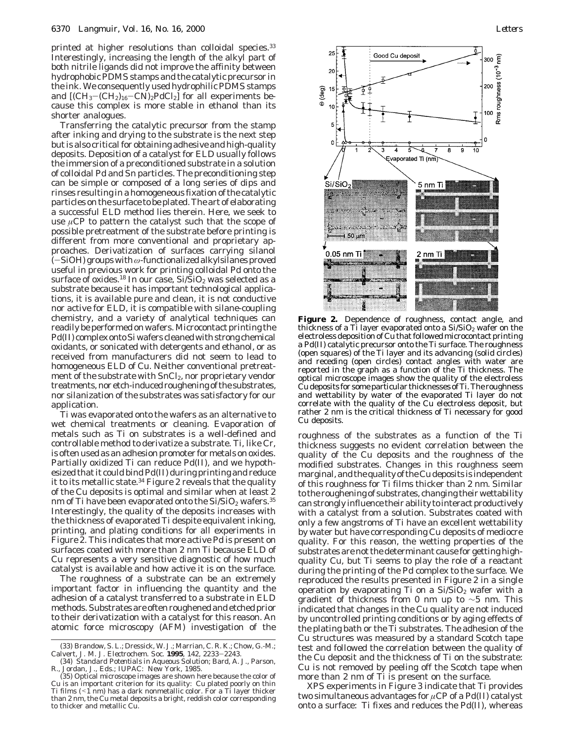printed at higher resolutions than colloidal species.[33] Interestingly, increasing the length of the alkyl part of both nitrile ligands did not improve the affinity between hydrophobic PDMS stamps and the catalytic precursor in the ink. We consequently used hydrophilic PDMS stamps and $[(CH_3-(CH_2)_{16}-CN)_2PdCl_2]$ for all experiments because this complex is more stable in ethanol than its shorter analogues.

Transferring the catalytic precursor from the stamp after inking and drying to the substrate is the next step but is also critical for obtaining adhesive and high-quality deposits. Deposition of a catalyst for ELD usually follows the immersion of a preconditioned substrate in a solution of colloidal Pd and Sn particles. The preconditioning step can be simple or composed of a long series of dips and rinses resulting in a homogeneous fixation of the catalytic particles on the surface to be plated. The art of elaborating a successful ELD method lies therein. Here, we seek to use $\mu$CP to pattern the catalyst such that the scope of possible pretreatment of the substrate before printing is different from more conventional and proprietary approaches. Derivatization of surfaces carrying silanol (−SiOH) groups with $\omega$-functionalized alkylsilanes proved useful in previous work for printing colloidal Pd onto the surface of oxides.[18] In our case, $Si/SiO_2$ was selected as a substrate because it has important technological applications, it is available pure and clean, it is not conductive nor active for ELD, it is compatible with silane-coupling chemistry, and a variety of analytical techniques can readily be performed on wafers. Microcontact printing the Pd(II) complex onto Si wafers cleaned with strong chemical oxidants, or sonicated with detergents and ethanol, or as received from manufacturers did not seem to lead to homogeneous ELD of Cu. Neither conventional pretreatment of the substrate with $SnCl_2$, nor proprietary vendor treatments, nor etch-induced roughening of the substrates, nor silanization of the substrates was satisfactory for our application.

Ti was evaporated onto the wafers as an alternative to wet chemical treatments or cleaning. Evaporation of metals such as Ti on substrates is a well-defined and controllable method to derivatize a substrate. Ti, like Cr, is often used as an adhesion promoter for metals on oxides. Partially oxidized Ti can reduce Pd(II), and we hypothesized that it could bind Pd(II) during printing and reduce it to its metallic state.[34] Figure 2 reveals that the quality of the Cu deposits is optimal and similar when at least 2 nm of Ti have been evaporated onto the $Si/SiO_2$ wafers.[35] Interestingly, the quality of the deposits increases with the thickness of evaporated Ti despite equivalent inking, printing, and plating conditions for all experiments in Figure 2. This indicates that more active Pd is present on surfaces coated with more than 2 nm Ti because ELD of Cu represents a very sensitive diagnostic of how much catalyst is available and how active it is on the surface.

The roughness of a substrate can be an extremely important factor in influencing the quantity and the adhesion of a catalyst transferred to a substrate in ELD methods. Substrates are often roughened and etched prior to their derivatization with a catalyst for this reason. An atomic force microscopy (AFM) investigation of the roughness of the substrates as a function of the Ti thickness suggests no evident correlation between the quality of the Cu deposits and the roughness of the modified substrates. Changes in this roughness seem marginal, and the quality of the Cu deposits is independent of this roughness for Ti films thicker than 2 nm. Similar to the roughening of substrates, changing their wettability can strongly influence their ability to interact productively with a catalyst from a solution. Substrates coated with only a few angstroms of Ti have an excellent wettability by water but have corresponding Cu deposits of mediocre quality. For this reason, the wetting properties of the substrates are not the determinant cause for getting high-quality Cu, but Ti seems to play the role of a reactant during the printing of the Pd complex to the surface. We reproduced the results presented in Figure 2 in a single operation by evaporating Ti on a $Si/SiO_2$ wafer with a gradient of thickness from 0 nm up to ~5 nm. This indicated that changes in the Cu quality are not induced by uncontrolled printing conditions or by aging effects of the plating bath or the Ti substrates. The adhesion of the Cu structures was measured by a standard Scotch tape test and followed the correlation between the quality of the Cu deposit and the thickness of Ti on the substrate: Cu is not removed by peeling off the Scotch tape when more than 2 nm of Ti is present on the surface.

**Figure 2.** Dependence of roughness, contact angle, and thickness of a Ti layer evaporated onto a $Si/SiO_2$ wafer on the electroless deposition of Cu that followed microcontact printing a Pd(II) catalytic precursor onto the Ti surface. The roughness (open squares) of the Ti layer and its advancing (solid circles) and receding (open circles) contact angles with water are reported in the graph as a function of the Ti thickness. The optical microscope images show the quality of the electroless Cu deposits for some particular thicknesses of Ti. The roughness and wettability by water of the evaporated Ti layer do not correlate with the quality of the Cu electroless deposit, but rather 2 nm is the critical thickness of Ti necessary for good Cu deposits.

XPS experiments in Figure 3 indicate that Ti provides two simultaneous advantages for $\mu$CP of a Pd(II) catalyst onto a surface: Ti fixes and reduces the Pd(II), whereas

(33) Brandow, S. L.; Dressick, W. J.; Marrian, C. R. K.; Chow, G.-M.; Calvert, J. M. *J. Electrochem. Soc.* **1995**, *142*, 2233−2243.

(34) *Standard Potentials in Aqueous Solution*; Bard, A. J., Parson, R., Jordan, J., Eds.; IUPAC: New York, 1985.

(35) Optical microscope images are shown here because the color of Cu is an important criterion for its quality: Cu plated poorly on thin Ti films (<1 nm) has a dark nonmetallic color. For a Ti layer thicker than 2 nm, the Cu metal deposits a bright, reddish color corresponding to thicker and metallic Cu.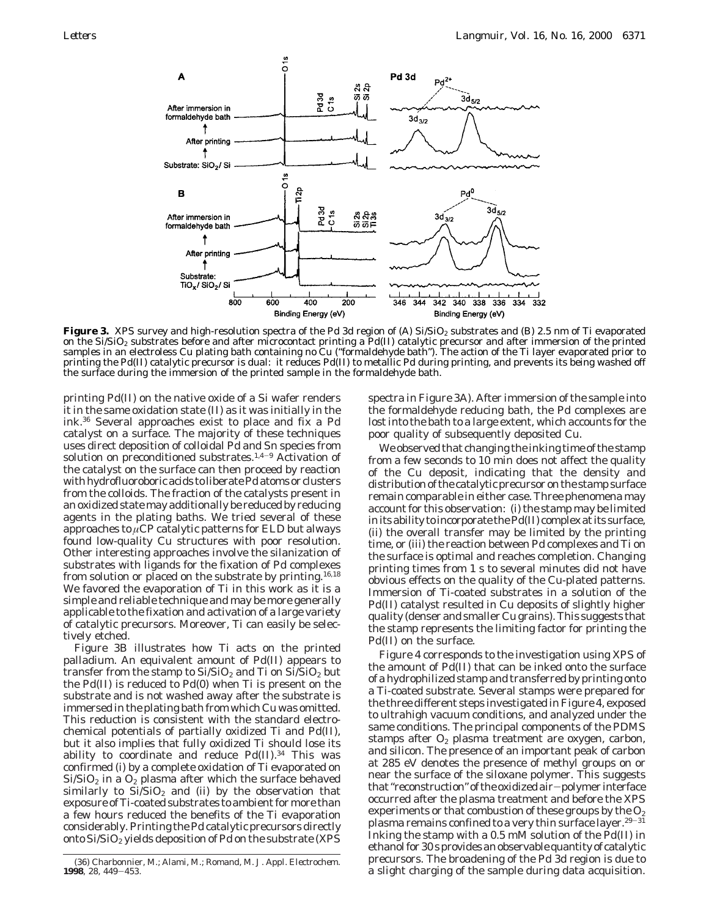**Figure 3.** XPS survey and high-resolution spectra of the Pd 3d region of (A) $Si/SiO_2$ substrates and (B) 2.5 nm of Ti evaporated on the $Si/SiO_2$ substrates before and after microcontact printing a Pd(II) catalytic precursor and after immersion of the printed samples in an electroless Cu plating bath containing no Cu ("formaldehyde bath"). The action of the Ti layer evaporated prior to printing the Pd(II) catalytic precursor is dual: it reduces Pd(II) to metallic Pd during printing, and prevents its being washed off the surface during the immersion of the printed sample in the formaldehyde bath.

printing Pd(II) on the native oxide of a Si wafer renders it in the same oxidation state (II) as it was initially in the ink.[36] Several approaches exist to place and fix a Pd catalyst on a surface. The majority of these techniques uses direct deposition of colloidal Pd and Sn species from solution on preconditioned substrates.[1,4-9] Activation of the catalyst on the surface can then proceed by reaction with hydrofluoroboric acids to liberate Pd atoms or clusters from the colloids. The fraction of the catalysts present in an oxidized state may additionally be reduced by reducing agents in the plating baths. We tried several of these approaches to $\mu$CP catalytic patterns for ELD but always found low-quality Cu structures with poor resolution. Other interesting approaches involve the silanization of substrates with ligands for the fixation of Pd complexes from solution or placed on the substrate by printing.[16,18] We favored the evaporation of Ti in this work as it is a simple and reliable technique and may be more generally applicable to the fixation and activation of a large variety of catalytic precursors. Moreover, Ti can easily be selectively etched.

Figure 3B illustrates how Ti acts on the printed palladium. An equivalent amount of Pd(II) appears to transfer from the stamp to $Si/SiO_2$ and Ti on $Si/SiO_2$ but the Pd(II) is reduced to Pd(0) when Ti is present on the substrate and is not washed away after the substrate is immersed in the plating bath from which Cu was omitted. This reduction is consistent with the standard electrochemical potentials of partially oxidized Ti and Pd(II), but it also implies that fully oxidized Ti should lose its ability to coordinate and reduce Pd(II).[34] This was confirmed (i) by a complete oxidation of Ti evaporated on $Si/SiO_2$ in a $O_2$ plasma after which the surface behaved similarly to $Si/SiO_2$ and (ii) by the observation that exposure of Ti-coated substrates to ambient for more than a few hours reduced the benefits of the Ti evaporation considerably. Printing the Pd catalytic precursors directly onto $Si/SiO_2$ yields deposition of Pd on the substrate (XPS spectra in Figure 3A). After immersion of the sample into the formaldehyde reducing bath, the Pd complexes are lost into the bath to a large extent, which accounts for the poor quality of subsequently deposited Cu.

We observed that changing the inking time of the stamp from a few seconds to 10 min does not affect the quality of the Cu deposit, indicating that the density and distribution of the catalytic precursor on the stamp surface remain comparable in either case. Three phenomena may account for this observation: (i) the stamp may be limited in its ability to incorporate the Pd(II) complex at its surface, (ii) the overall transfer may be limited by the printing time, or (iii) the reaction between Pd complexes and Ti on the surface is optimal and reaches completion. Changing printing times from 1 s to several minutes did not have obvious effects on the quality of the Cu-plated patterns. Immersion of Ti-coated substrates in a solution of the Pd(II) catalyst resulted in Cu deposits of slightly higher quality (denser and smaller Cu grains). This suggests that the stamp represents the limiting factor for printing the Pd(II) on the surface.

Figure 4 corresponds to the investigation using XPS of the amount of Pd(II) that can be inked onto the surface of a hydrophilized stamp and transferred by printing onto a Ti-coated substrate. Several stamps were prepared for the three different steps investigated in Figure 4, exposed to ultrahigh vacuum conditions, and analyzed under the same conditions. The principal components of the PDMS stamps after $O_2$ plasma treatment are oxygen, carbon, and silicon. The presence of an important peak of carbon at 285 eV denotes the presence of methyl groups on or near the surface of the siloxane polymer. This suggests that "reconstruction" of the oxidized air–polymer interface occurred after the plasma treatment and before the XPS experiments or that combustion of these groups by the $O_2$ plasma remains confined to a very thin surface layer.[29-31] Inking the stamp with a 0.5 mM solution of the Pd(II) in ethanol for 30 s provides an observable quantity of catalytic precursors. The broadening of the Pd 3d region is due to a slight charging of the sample during data acquisition.

(36) Charbonnier, M.; Alami, M.; Romand, M. *J. Appl. Electrochem.* **1998**, *28*, 449–453.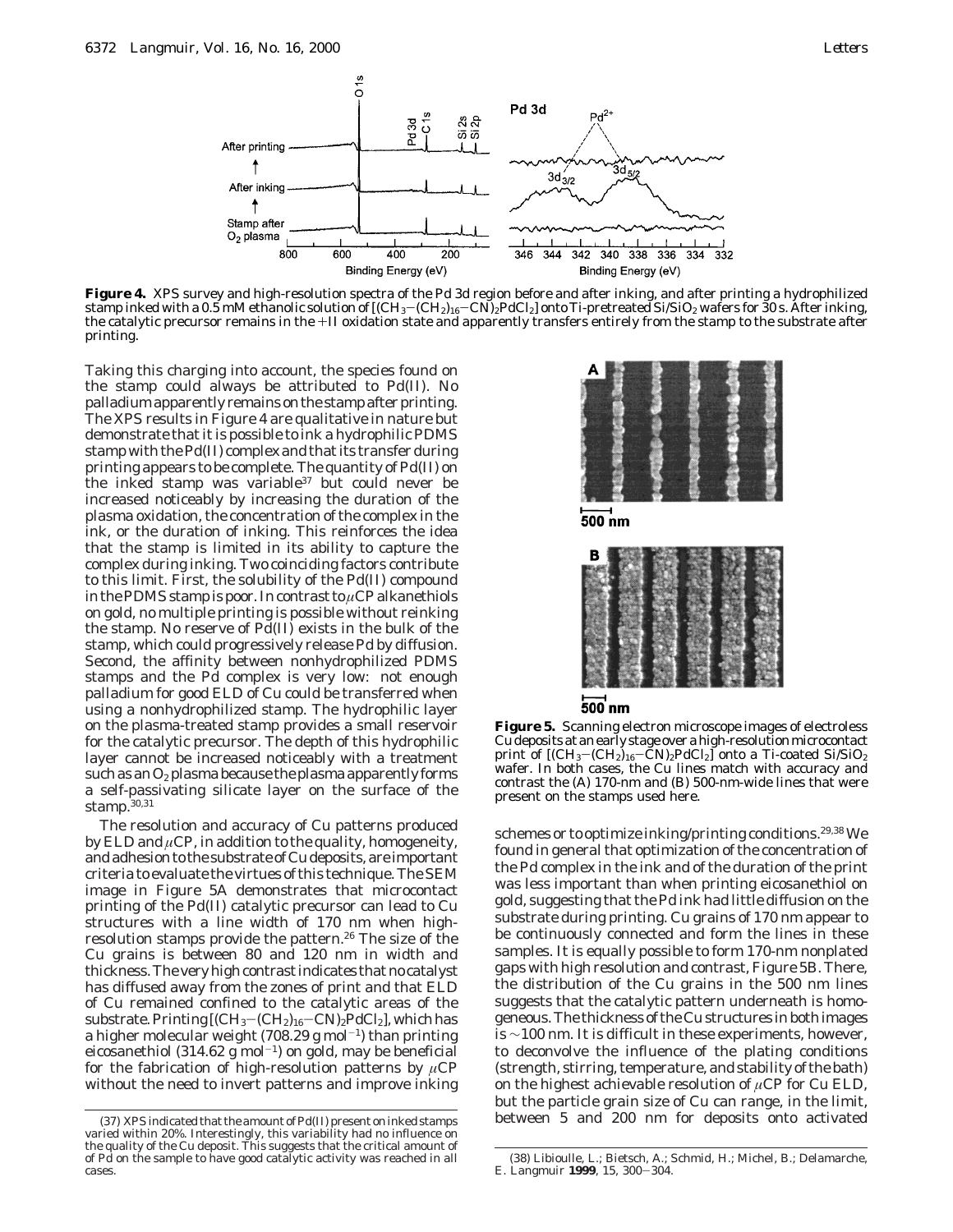**Figure 4.** XPS survey and high-resolution spectra of the Pd 3d region before and after inking, and after printing a hydrophilized stamp inked with a 0.5 mM ethanolic solution of $[(CH_3-(CH_2)_{16}-CN)_2PdCl_2]$ onto Ti-pretreated $Si/SiO_2$ wafers for 30 s. After inking, the catalytic precursor remains in the +II oxidation state and apparently transfers entirely from the stamp to the substrate after printing.

Taking this charging into account, the species found on the stamp could always be attributed to Pd(II). No palladium apparently remains on the stamp after printing. The XPS results in Figure 4 are qualitative in nature but demonstrate that it is possible to ink a hydrophilic PDMS stamp with the Pd(II) complex and that its transfer during printing appears to be complete. The quantity of Pd(II) on the inked stamp was variable[37] but could never be increased noticeably by increasing the duration of the plasma oxidation, the concentration of the complex in the ink, or the duration of inking. This reinforces the idea that the stamp is limited in its ability to capture the complex during inking. Two coinciding factors contribute to this limit. First, the solubility of the Pd(II) compound in the PDMS stamp is poor. In contrast to $\mu$CP alkanethiols on gold, no multiple printing is possible without reinking the stamp. No reserve of Pd(II) exists in the bulk of the stamp, which could progressively release Pd by diffusion. Second, the affinity between nonhydrophilized PDMS stamps and the Pd complex is very low: not enough palladium for good ELD of Cu could be transferred when using a nonhydrophilized stamp. The hydrophilic layer on the plasma-treated stamp provides a small reservoir for the catalytic precursor. The depth of this hydrophilic layer cannot be increased noticeably with a treatment such as an $O_2$ plasma because the plasma apparently forms a self-passivating silicate layer on the surface of the stamp.[30,31]

The resolution and accuracy of Cu patterns produced by ELD and $\mu$CP, in addition to the quality, homogeneity, and adhesion to the substrate of Cu deposits, are important criteria to evaluate the virtues of this technique. The SEM image in Figure 5A demonstrates that microcontact printing of the Pd(II) catalytic precursor can lead to Cu structures with a line width of 170 nm when high-resolution stamps provide the pattern.[26] The size of the Cu grains is between 80 and 120 nm in width and thickness. The very high contrast indicates that no catalyst has diffused away from the zones of print and that ELD of Cu remained confined to the catalytic areas of the substrate. Printing $[(CH_3-(CH_2)_{16}-CN)_2PdCl_2]$, which has a higher molecular weight (708.29 g mol$^{-1}$) than printing eicosanethiol (314.62 g mol$^{-1}$) on gold, may be beneficial for the fabrication of high-resolution patterns by $\mu$CP without the need to invert patterns and improve inking schemes or to optimize inking/printing conditions.[29,38] We found in general that optimization of the concentration of the Pd complex in the ink and of the duration of the print was less important than when printing eicosanethiol on gold, suggesting that the Pd ink had little diffusion on the substrate during printing. Cu grains of 170 nm appear to be continuously connected and form the lines in these samples. It is equally possible to form 170-nm nonplated gaps with high resolution and contrast, Figure 5B. There, the distribution of the Cu grains in the 500 nm lines suggests that the catalytic pattern underneath is homogeneous. The thickness of the Cu structures in both images is ~100 nm. It is difficult in these experiments, however, to deconvolve the influence of the plating conditions (strength, stirring, temperature, and stability of the bath) on the highest achievable resolution of $\mu$CP for Cu ELD, but the particle grain size of Cu can range, in the limit, between 5 and 200 nm for deposits onto activated

**Figure 5.** Scanning electron microscope images of electroless Cu deposits at an early stage over a high-resolution microcontact print of $[(CH_3-(CH_2)_{16}-CN)_2PdCl_2]$ onto a Ti-coated $Si/SiO_2$ wafer. In both cases, the Cu lines match with accuracy and contrast the (A) 170-nm and (B) 500-nm-wide lines that were present on the stamps used here.

(37) XPS indicated that the amount of Pd(II) present on inked stamps varied within 20%. Interestingly, this variability had no influence on the quality of the Cu deposit. This suggests that the critical amount of of Pd on the sample to have good catalytic activity was reached in all cases.

(38) Libioulle, L.; Bietsch, A.; Schmid, H.; Michel, B.; Delamarche, E. *Langmuir* **1999**, *15*, 300–304.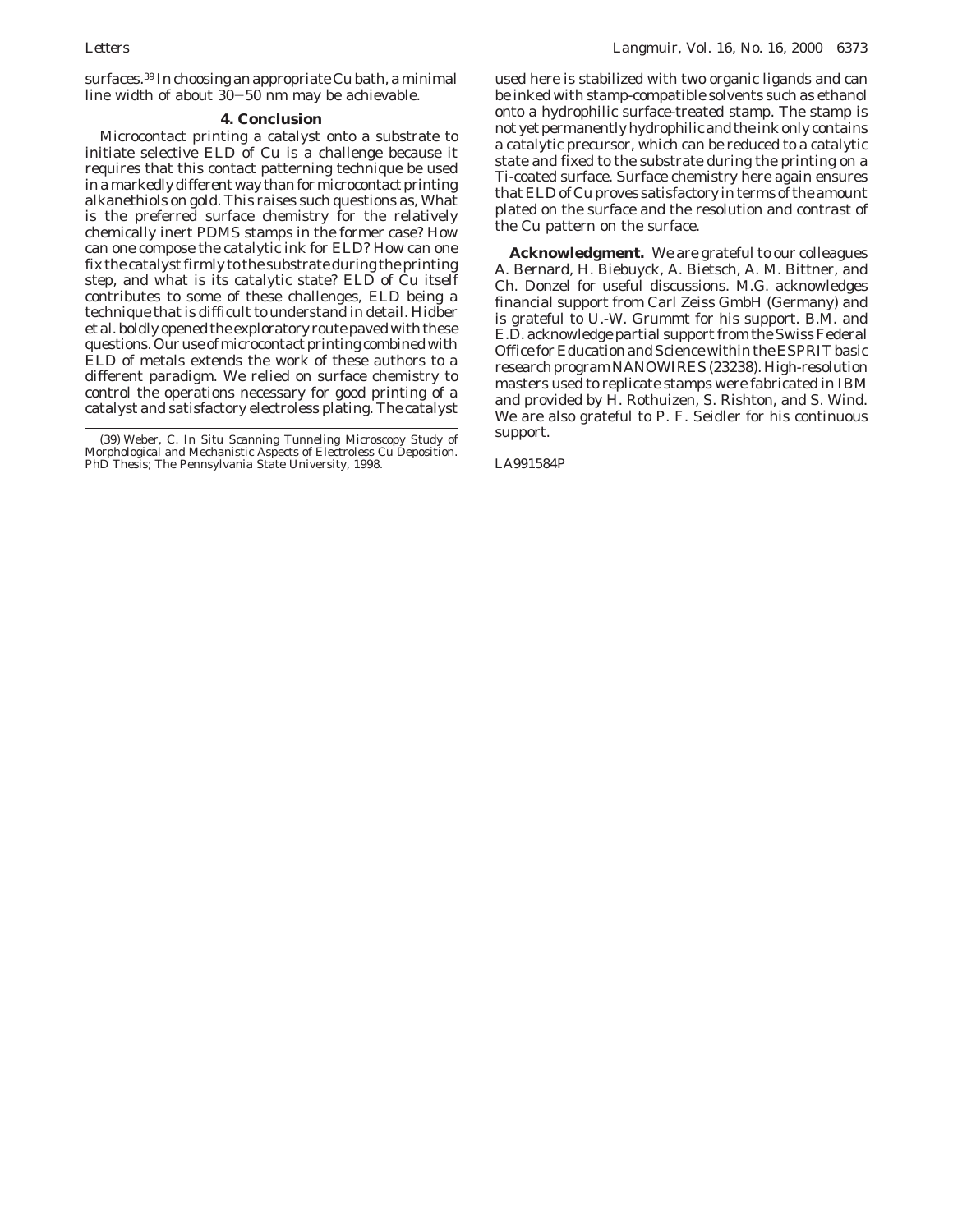surfaces.[39] In choosing an appropriate Cu bath, a minimal line width of about 30−50 nm may be achievable.

## 4. Conclusion

Microcontact printing a catalyst onto a substrate to initiate selective ELD of Cu is a challenge because it requires that this contact patterning technique be used in a markedly different way than for microcontact printing alkanethiols on gold. This raises such questions as, What is the preferred surface chemistry for the relatively chemically inert PDMS stamps in the former case? How can one compose the catalytic ink for ELD? How can one fix the catalyst firmly to the substrate during the printing step, and what is its catalytic state? ELD of Cu itself contributes to some of these challenges, ELD being a technique that is difficult to understand in detail. Hidber et al. boldly opened the exploratory route paved with these questions. Our use of microcontact printing combined with ELD of metals extends the work of these authors to a different paradigm. We relied on surface chemistry to control the operations necessary for good printing of a catalyst and satisfactory electroless plating. The catalyst used here is stabilized with two organic ligands and can be inked with stamp-compatible solvents such as ethanol onto a hydrophilic surface-treated stamp. The stamp is not yet permanently hydrophilic and the ink only contains a catalytic precursor, which can be reduced to a catalytic state and fixed to the substrate during the printing on a Ti-coated surface. Surface chemistry here again ensures that ELD of Cu proves satisfactory in terms of the amount plated on the surface and the resolution and contrast of the Cu pattern on the surface.

**Acknowledgment.** We are grateful to our colleagues A. Bernard, H. Biebuyck, A. Bietsch, A. M. Bittner, and Ch. Donzel for useful discussions. M.G. acknowledges financial support from Carl Zeiss GmbH (Germany) and is grateful to U.-W. Grummt for his support. B.M. and E.D. acknowledge partial support from the Swiss Federal Office for Education and Science within the ESPRIT basic research program NANOWIRES (23238). High-resolution masters used to replicate stamps were fabricated in IBM and provided by H. Rothuizen, S. Rishton, and S. Wind. We are also grateful to P. F. Seidler for his continuous support.

LA991584P

---

(39) Weber, C. In Situ Scanning Tunneling Microscopy Study of Morphological and Mechanistic Aspects of Electroless Cu Deposition. PhD Thesis; The Pennsylvania State University, 1998.